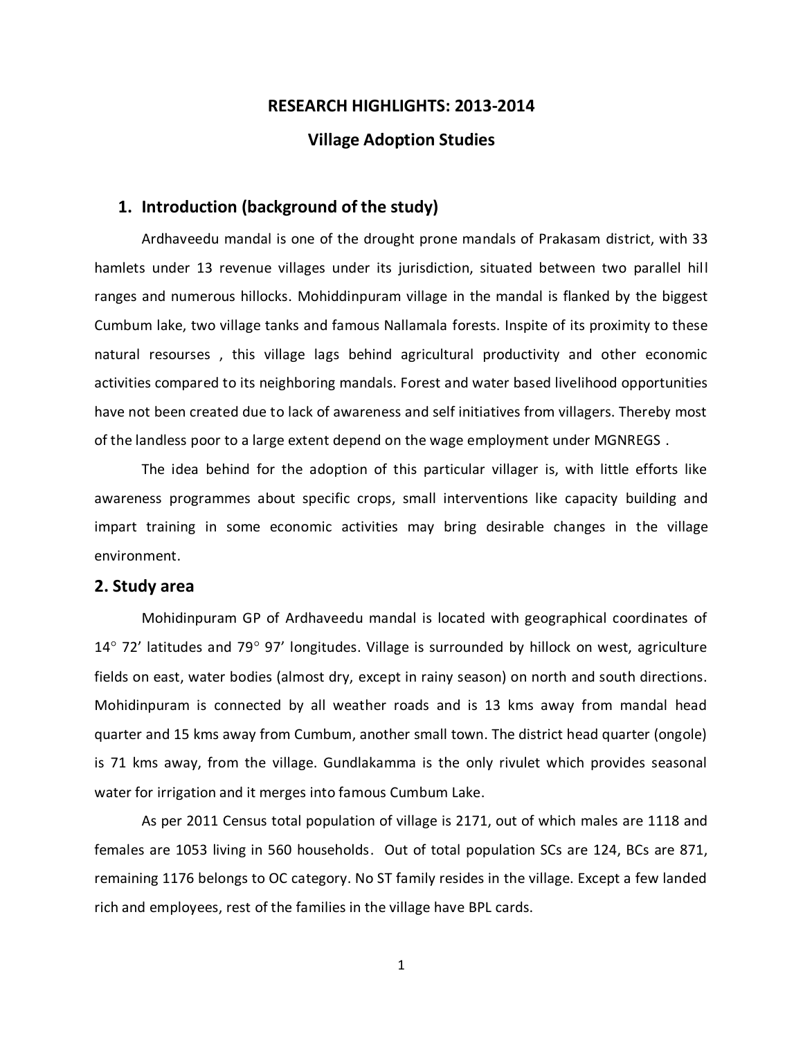# RESEARCH HIGHLIGHTS: 2013-2014

## Village Adoption Studies

## 1. Introduction (background of the study)

Ardhaveedu mandal is one of the drought prone mandals of Prakasam district, with 33 hamlets under 13 revenue villages under its jurisdiction, situated between two parallel hill ranges and numerous hillocks. Mohiddinpuram village in the mandal is flanked by the biggest Cumbum lake, two village tanks and famous Nallamala forests. Inspite of its proximity to these natural resourses , this village lags behind agricultural productivity and other economic activities compared to its neighboring mandals. Forest and water based livelihood opportunities have not been created due to lack of awareness and self initiatives from villagers. Thereby most of the landless poor to a large extent depend on the wage employment under MGNREGS .

The idea behind for the adoption of this particular villager is, with little efforts like awareness programmes about specific crops, small interventions like capacity building and impart training in some economic activities may bring desirable changes in the village environment.

## 2. Study area

Mohidinpuram GP of Ardhaveedu mandal is located with geographical coordinates of 14° 72' latitudes and 79° 97' longitudes. Village is surrounded by hillock on west, agriculture fields on east, water bodies (almost dry, except in rainy season) on north and south directions. Mohidinpuram is connected by all weather roads and is 13 kms away from mandal head quarter and 15 kms away from Cumbum, another small town. The district head quarter (ongole) is 71 kms away, from the village. Gundlakamma is the only rivulet which provides seasonal water for irrigation and it merges into famous Cumbum Lake.

As per 2011 Census total population of village is 2171, out of which males are 1118 and females are 1053 living in 560 households. Out of total population SCs are 124, BCs are 871, remaining 1176 belongs to OC category. No ST family resides in the village. Except a few landed rich and employees, rest of the families in the village have BPL cards.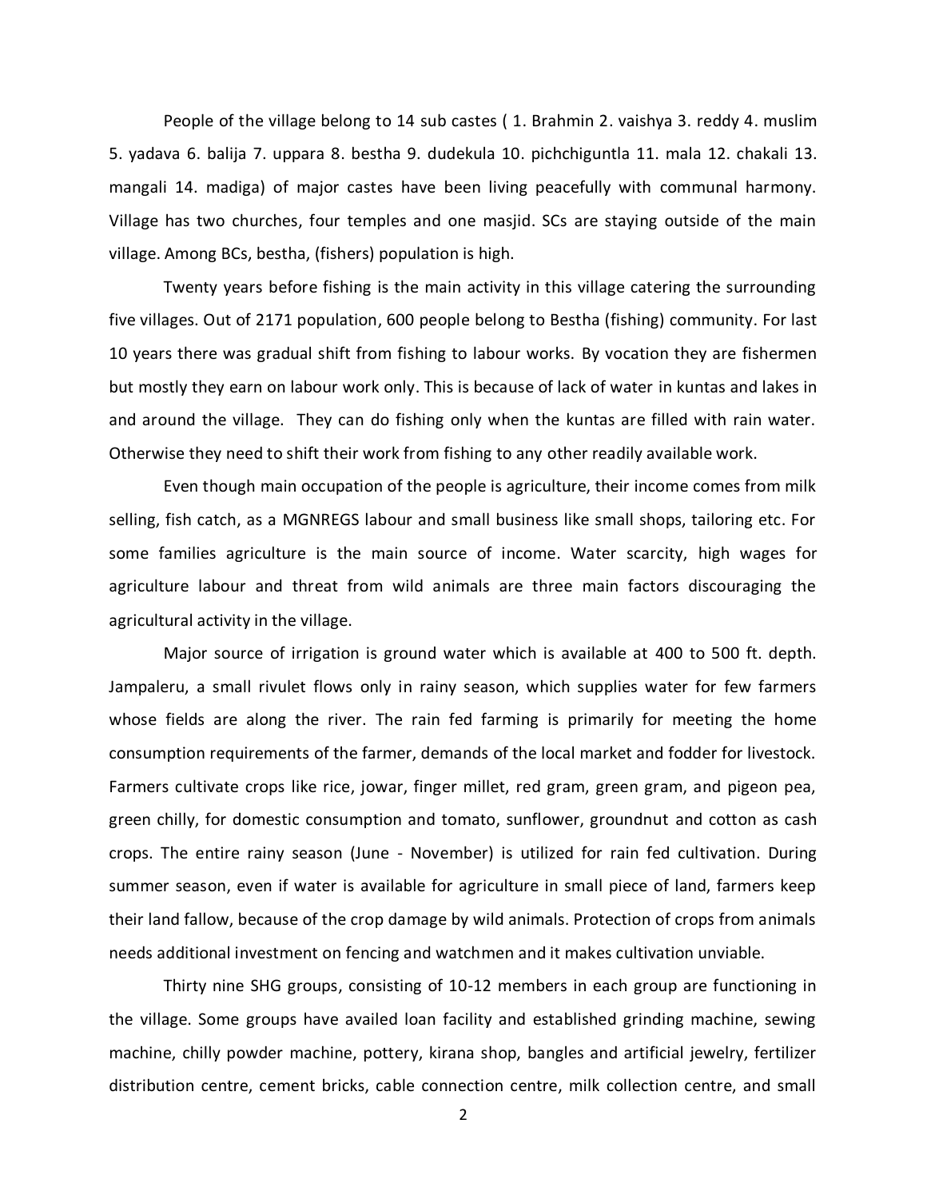People of the village belong to 14 sub castes ( 1. Brahmin 2. vaishya 3. reddy 4. muslim 5. yadava 6. balija 7. uppara 8. bestha 9. dudekula 10. pichchiguntla 11. mala 12. chakali 13. mangali 14. madiga) of major castes have been living peacefully with communal harmony. Village has two churches, four temples and one masjid. SCs are staying outside of the main village. Among BCs, bestha, (fishers) population is high.

Twenty years before fishing is the main activity in this village catering the surrounding five villages. Out of 2171 population, 600 people belong to Bestha (fishing) community. For last 10 years there was gradual shift from fishing to labour works. By vocation they are fishermen but mostly they earn on labour work only. This is because of lack of water in kuntas and lakes in and around the village. They can do fishing only when the kuntas are filled with rain water. Otherwise they need to shift their work from fishing to any other readily available work.

Even though main occupation of the people is agriculture, their income comes from milk selling, fish catch, as a MGNREGS labour and small business like small shops, tailoring etc. For some families agriculture is the main source of income. Water scarcity, high wages for agriculture labour and threat from wild animals are three main factors discouraging the agricultural activity in the village.

Major source of irrigation is ground water which is available at 400 to 500 ft. depth. Jampaleru, a small rivulet flows only in rainy season, which supplies water for few farmers whose fields are along the river. The rain fed farming is primarily for meeting the home consumption requirements of the farmer, demands of the local market and fodder for livestock. Farmers cultivate crops like rice, jowar, finger millet, red gram, green gram, and pigeon pea, green chilly, for domestic consumption and tomato, sunflower, groundnut and cotton as cash crops. The entire rainy season (June - November) is utilized for rain fed cultivation. During summer season, even if water is available for agriculture in small piece of land, farmers keep their land fallow, because of the crop damage by wild animals. Protection of crops from animals needs additional investment on fencing and watchmen and it makes cultivation unviable.

Thirty nine SHG groups, consisting of 10-12 members in each group are functioning in the village. Some groups have availed loan facility and established grinding machine, sewing machine, chilly powder machine, pottery, kirana shop, bangles and artificial jewelry, fertilizer distribution centre, cement bricks, cable connection centre, milk collection centre, and small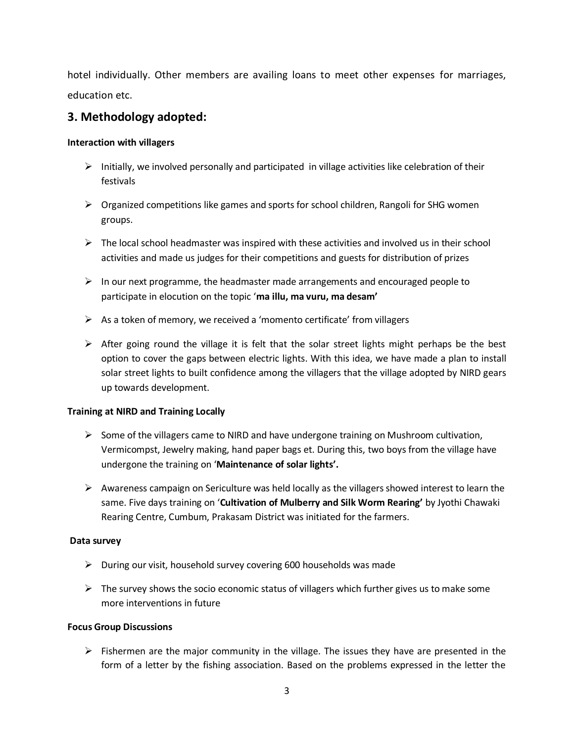hotel individually. Other members are availing loans to meet other expenses for marriages, education etc.

## 3. Methodology adopted:

**Interaction with villagers**

- Initially, we involved personally and participated in village activities like celebration of their festivals
- Organized competitions like games and sports for school children, Rangoli for SHG women groups.
- The local school headmaster was inspired with these activities and involved us in their school activities and made us judges for their competitions and guests for distribution of prizes
- In our next programme, the headmaster made arrangements and encouraged people to participate in elocution on the topic '**ma illu, ma vuru, ma desam'**
- As a token of memory, we received a 'momento certificate' from villagers
- After going round the village it is felt that the solar street lights might perhaps be the best option to cover the gaps between electric lights. With this idea, we have made a plan to install solar street lights to built confidence among the villagers that the village adopted by NIRD gears up towards development.

**Training at NIRD and Training Locally**

- Some of the villagers came to NIRD and have undergone training on Mushroom cultivation, Vermicompst, Jewelry making, hand paper bags et. During this, two boys from the village have undergone the training on '**Maintenance of solar lights'.**
- Awareness campaign on Sericulture was held locally as the villagers showed interest to learn the same. Five days training on '**Cultivation of Mulberry and Silk Worm Rearing'** by Jyothi Chawaki Rearing Centre, Cumbum, Prakasam District was initiated for the farmers.

**Data survey**

- During our visit, household survey covering 600 households was made
- The survey shows the socio economic status of villagers which further gives us to make some more interventions in future

**Focus Group Discussions**

- Fishermen are the major community in the village. The issues they have are presented in the form of a letter by the fishing association. Based on the problems expressed in the letter the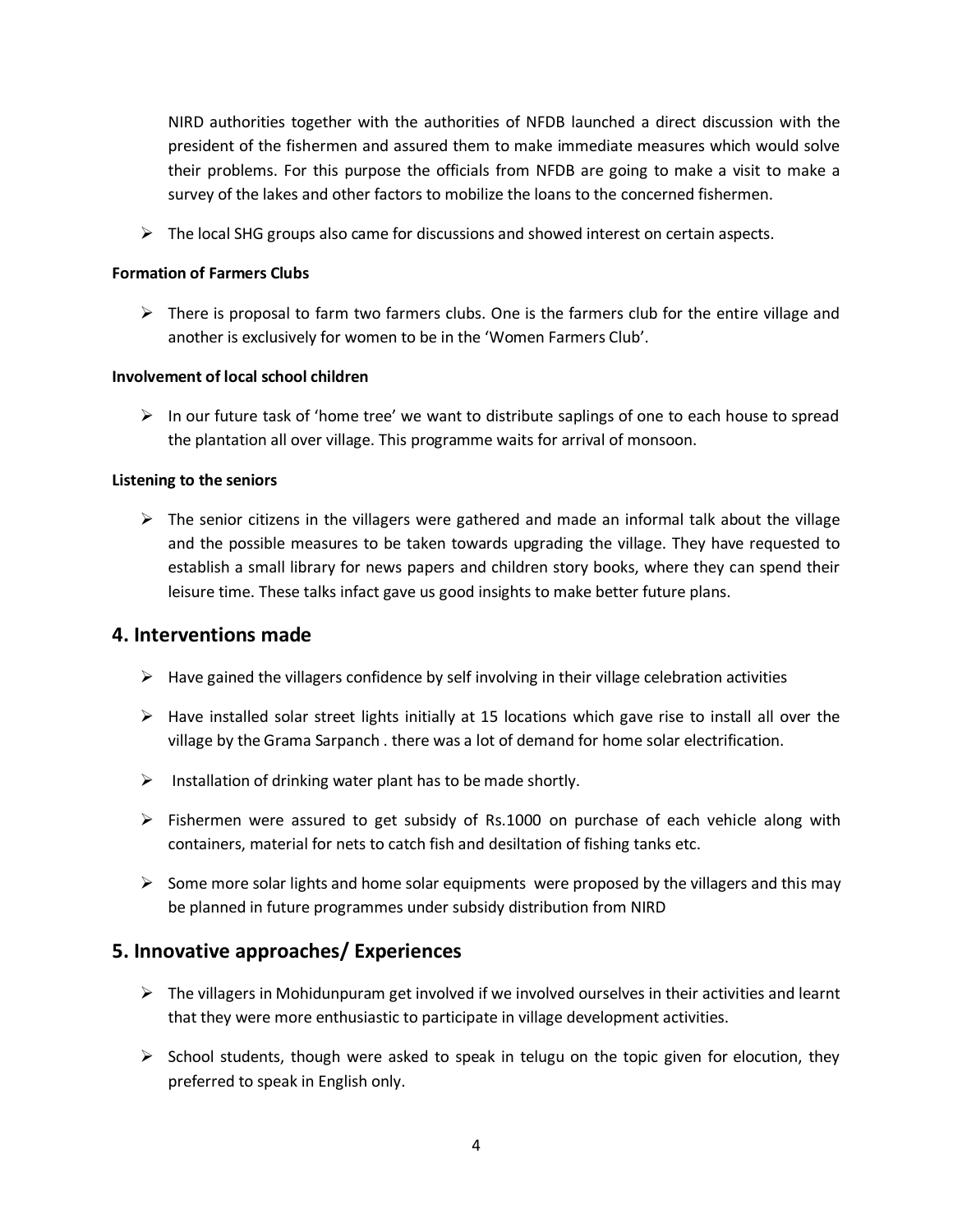NIRD authorities together with the authorities of NFDB launched a direct discussion with the president of the fishermen and assured them to make immediate measures which would solve their problems. For this purpose the officials from NFDB are going to make a visit to make a survey of the lakes and other factors to mobilize the loans to the concerned fishermen.

- The local SHG groups also came for discussions and showed interest on certain aspects.

**Formation of Farmers Clubs**

- There is proposal to farm two farmers clubs. One is the farmers club for the entire village and another is exclusively for women to be in the 'Women Farmers Club'.

**Involvement of local school children**

- In our future task of 'home tree' we want to distribute saplings of one to each house to spread the plantation all over village. This programme waits for arrival of monsoon.

**Listening to the seniors**

- The senior citizens in the villagers were gathered and made an informal talk about the village and the possible measures to be taken towards upgrading the village. They have requested to establish a small library for news papers and children story books, where they can spend their leisure time. These talks infact gave us good insights to make better future plans.

## 4. Interventions made

- Have gained the villagers confidence by self involving in their village celebration activities
- Have installed solar street lights initially at 15 locations which gave rise to install all over the village by the Grama Sarpanch . there was a lot of demand for home solar electrification.
- Installation of drinking water plant has to be made shortly.
- Fishermen were assured to get subsidy of Rs.1000 on purchase of each vehicle along with containers, material for nets to catch fish and desiltation of fishing tanks etc.
- Some more solar lights and home solar equipments were proposed by the villagers and this may be planned in future programmes under subsidy distribution from NIRD

## 5. Innovative approaches/ Experiences

- The villagers in Mohidunpuram get involved if we involved ourselves in their activities and learnt that they were more enthusiastic to participate in village development activities.
- School students, though were asked to speak in telugu on the topic given for elocution, they preferred to speak in English only.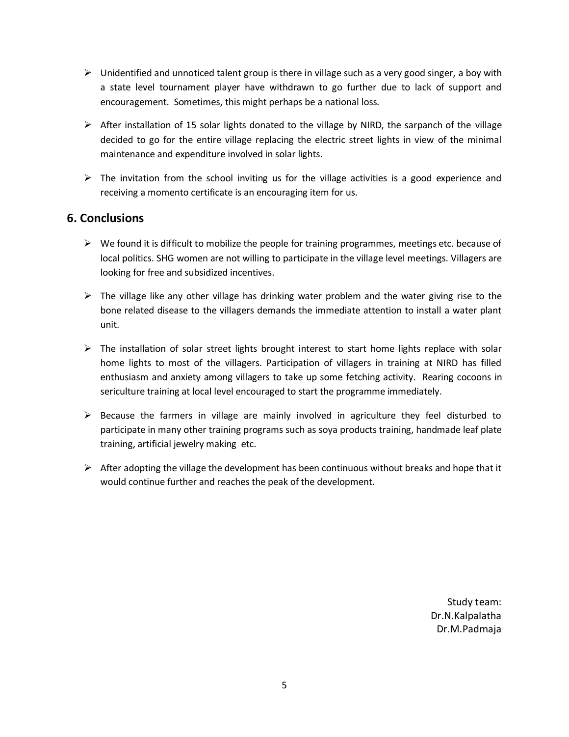- Unidentified and unnoticed talent group is there in village such as a very good singer, a boy with a state level tournament player have withdrawn to go further due to lack of support and encouragement. Sometimes, this might perhaps be a national loss.
- After installation of 15 solar lights donated to the village by NIRD, the sarpanch of the village decided to go for the entire village replacing the electric street lights in view of the minimal maintenance and expenditure involved in solar lights.
- The invitation from the school inviting us for the village activities is a good experience and receiving a momento certificate is an encouraging item for us.

## 6. Conclusions

- We found it is difficult to mobilize the people for training programmes, meetings etc. because of local politics. SHG women are not willing to participate in the village level meetings. Villagers are looking for free and subsidized incentives.
- The village like any other village has drinking water problem and the water giving rise to the bone related disease to the villagers demands the immediate attention to install a water plant unit.
- The installation of solar street lights brought interest to start home lights replace with solar home lights to most of the villagers. Participation of villagers in training at NIRD has filled enthusiasm and anxiety among villagers to take up some fetching activity. Rearing cocoons in sericulture training at local level encouraged to start the programme immediately.
- Because the farmers in village are mainly involved in agriculture they feel disturbed to participate in many other training programs such as soya products training, handmade leaf plate training, artificial jewelry making etc.
- After adopting the village the development has been continuous without breaks and hope that it would continue further and reaches the peak of the development.

Study team:
Dr.N.Kalpalatha
Dr.M.Padmaja